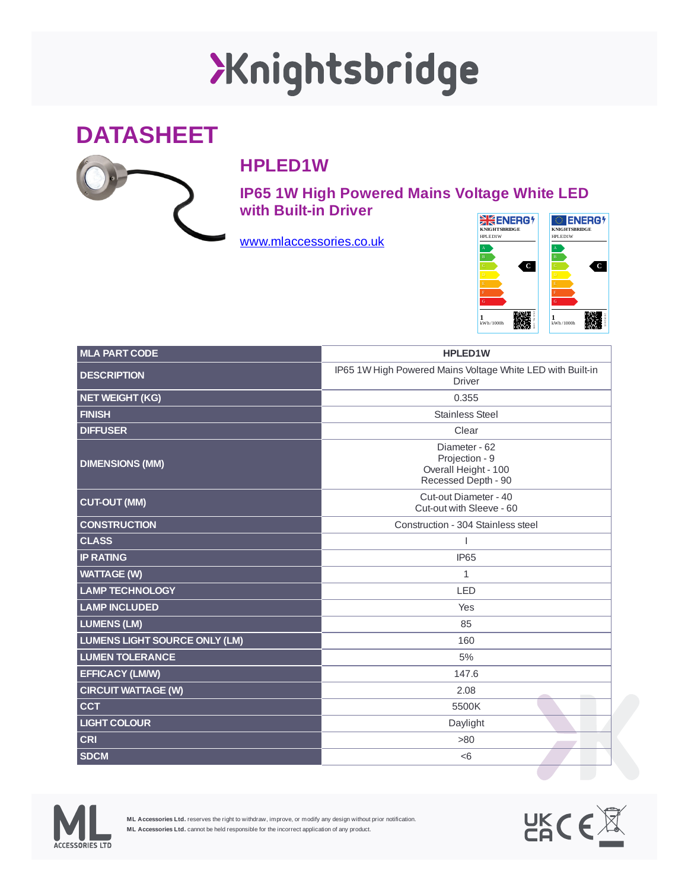# Knightsbridge

## DATASHEET

### HPLED1W

**IP65 1W High Powered Mains Voltage White LED with Built-in Driver**

[www.mlaccessories.co.uk](http://www.mlaccessories.co.uk)

ENERGY — KNIGHTSBRIDGE — HPLED1W — C — 1 kWh/1000h

ENERGY — KNIGHTSBRIDGE — HPLED1W — C — 1 kWh/1000h

| MLA PART CODE | HPLED1W |
|---|---|
| DESCRIPTION | IP65 1W High Powered Mains Voltage White LED with Built-in Driver |
| NET WEIGHT (KG) | 0.355 |
| FINISH | Stainless Steel |
| DIFFUSER | Clear |
| DIMENSIONS (MM) | Diameter - 62<br>Projection - 9<br>Overall Height - 100<br>Recessed Depth - 90 |
| CUT-OUT (MM) | Cut-out Diameter - 40<br>Cut-out with Sleeve - 60 |
| CONSTRUCTION | Construction - 304 Stainless steel |
| CLASS | I |
| IP RATING | IP65 |
| WATTAGE (W) | 1 |
| LAMP TECHNOLOGY | LED |
| LAMP INCLUDED | Yes |
| LUMENS (LM) | 85 |
| LUMENS LIGHT SOURCE ONLY (LM) | 160 |
| LUMEN TOLERANCE | 5% |
| EFFICACY (LM/W) | 147.6 |
| CIRCUIT WATTAGE (W) | 2.08 |
| CCT | 5500K |
| LIGHT COLOUR | Daylight |
| CRI | >80 |
| SDCM | <6 |

**ML Accessories Ltd.** reserves the right to withdraw, improve, or modify any design without prior notification.
**ML Accessories Ltd.** cannot be held responsible for the incorrect application of any product.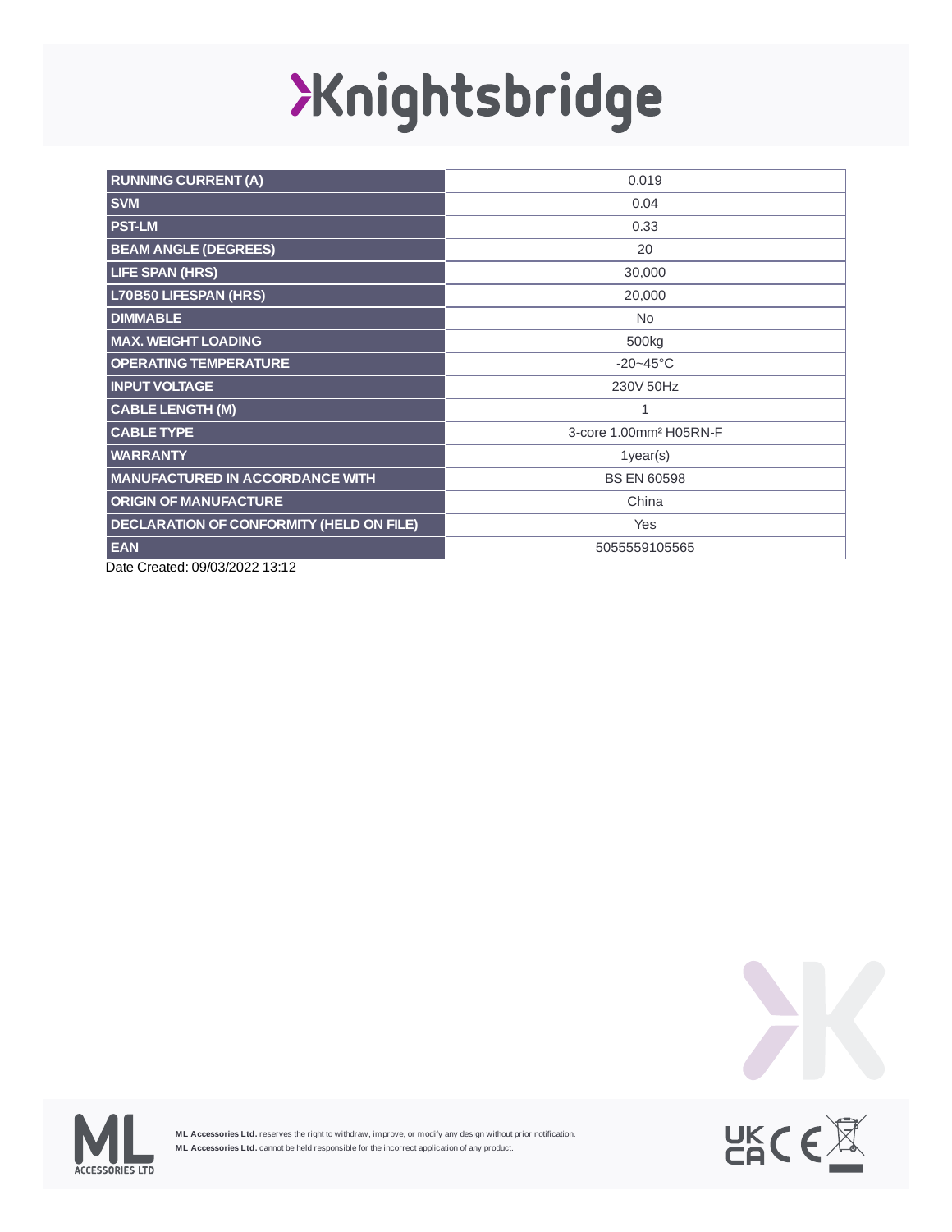# Knightsbridge

| | |
|---|---|
| **RUNNING CURRENT (A)** | 0.019 |
| **SVM** | 0.04 |
| **PST-LM** | 0.33 |
| **BEAM ANGLE (DEGREES)** | 20 |
| **LIFE SPAN (HRS)** | 30,000 |
| **L70B50 LIFESPAN (HRS)** | 20,000 |
| **DIMMABLE** | No |
| **MAX. WEIGHT LOADING** | 500kg |
| **OPERATING TEMPERATURE** | -20~45°C |
| **INPUT VOLTAGE** | 230V 50Hz |
| **CABLE LENGTH (M)** | 1 |
| **CABLE TYPE** | 3-core 1.00mm² H05RN-F |
| **WARRANTY** | 1year(s) |
| **MANUFACTURED IN ACCORDANCE WITH** | BS EN 60598 |
| **ORIGIN OF MANUFACTURE** | China |
| **DECLARATION OF CONFORMITY (HELD ON FILE)** | Yes |
| **EAN** | 5055559105565 |

Date Created: 09/03/2022 13:12

**ML Accessories Ltd.** reserves the right to withdraw, improve, or modify any design without prior notification.
**ML Accessories Ltd.** cannot be held responsible for the incorrect application of any product.